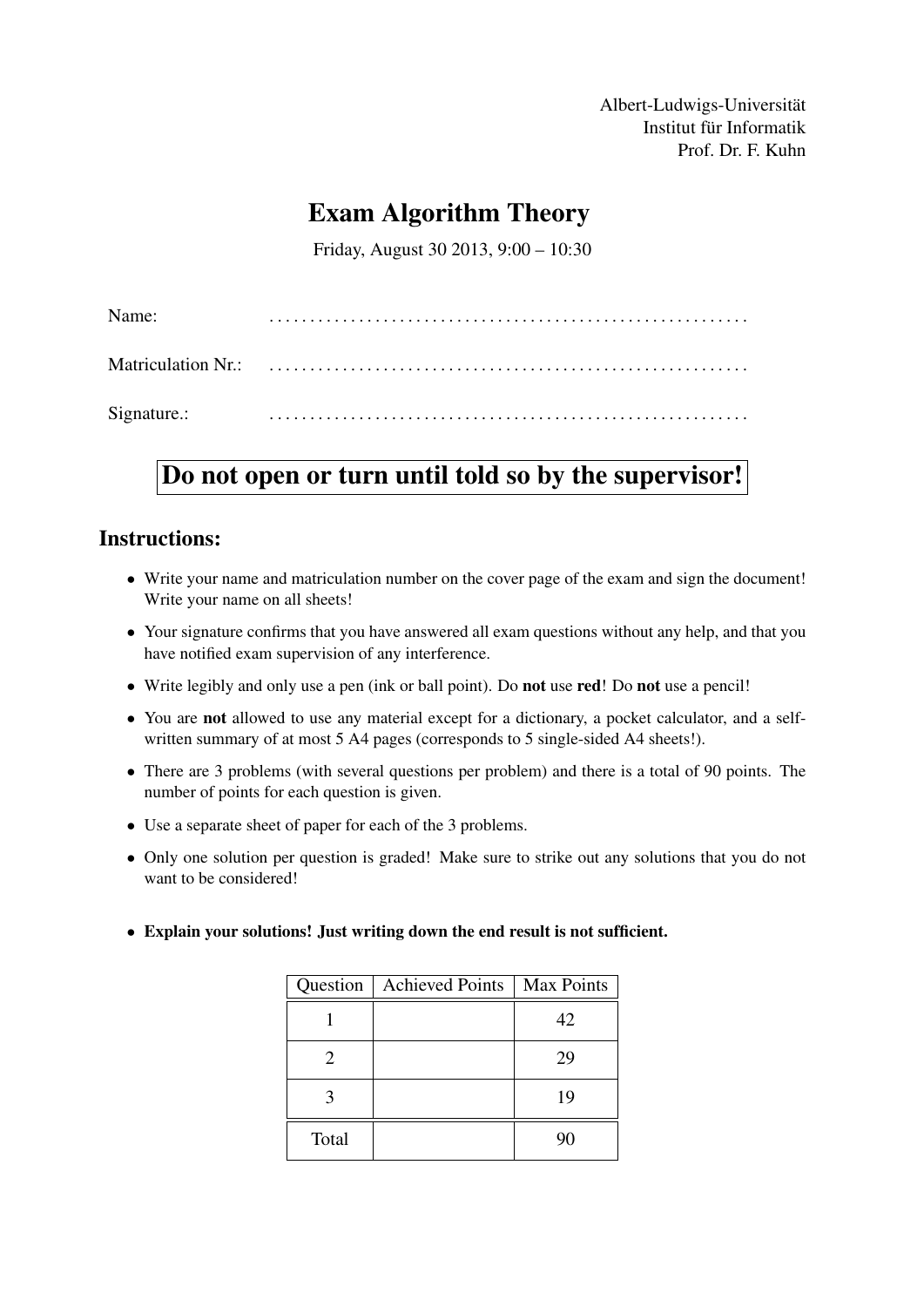Albert-Ludwigs-Universität
Institut für Informatik
Prof. Dr. F. Kuhn

# Exam Algorithm Theory

Friday, August 30 2013, 9:00 – 10:30

Name: ..........................................................

Matriculation Nr.: ..........................................................

Signature.: ..........................................................

**Do not open or turn until told so by the supervisor!**

## Instructions:

- Write your name and matriculation number on the cover page of the exam and sign the document! Write your name on all sheets!
- Your signature confirms that you have answered all exam questions without any help, and that you have notified exam supervision of any interference.
- Write legibly and only use a pen (ink or ball point). Do **not** use **red**! Do **not** use a pencil!
- You are **not** allowed to use any material except for a dictionary, a pocket calculator, and a self-written summary of at most 5 A4 pages (corresponds to 5 single-sided A4 sheets!).
- There are 3 problems (with several questions per problem) and there is a total of 90 points. The number of points for each question is given.
- Use a separate sheet of paper for each of the 3 problems.
- Only one solution per question is graded! Make sure to strike out any solutions that you do not want to be considered!
- **Explain your solutions! Just writing down the end result is not sufficient.**

| Question | Achieved Points | Max Points |
|---|---|---|
| 1 | | 42 |
| 2 | | 29 |
| 3 | | 19 |
| Total | | 90 |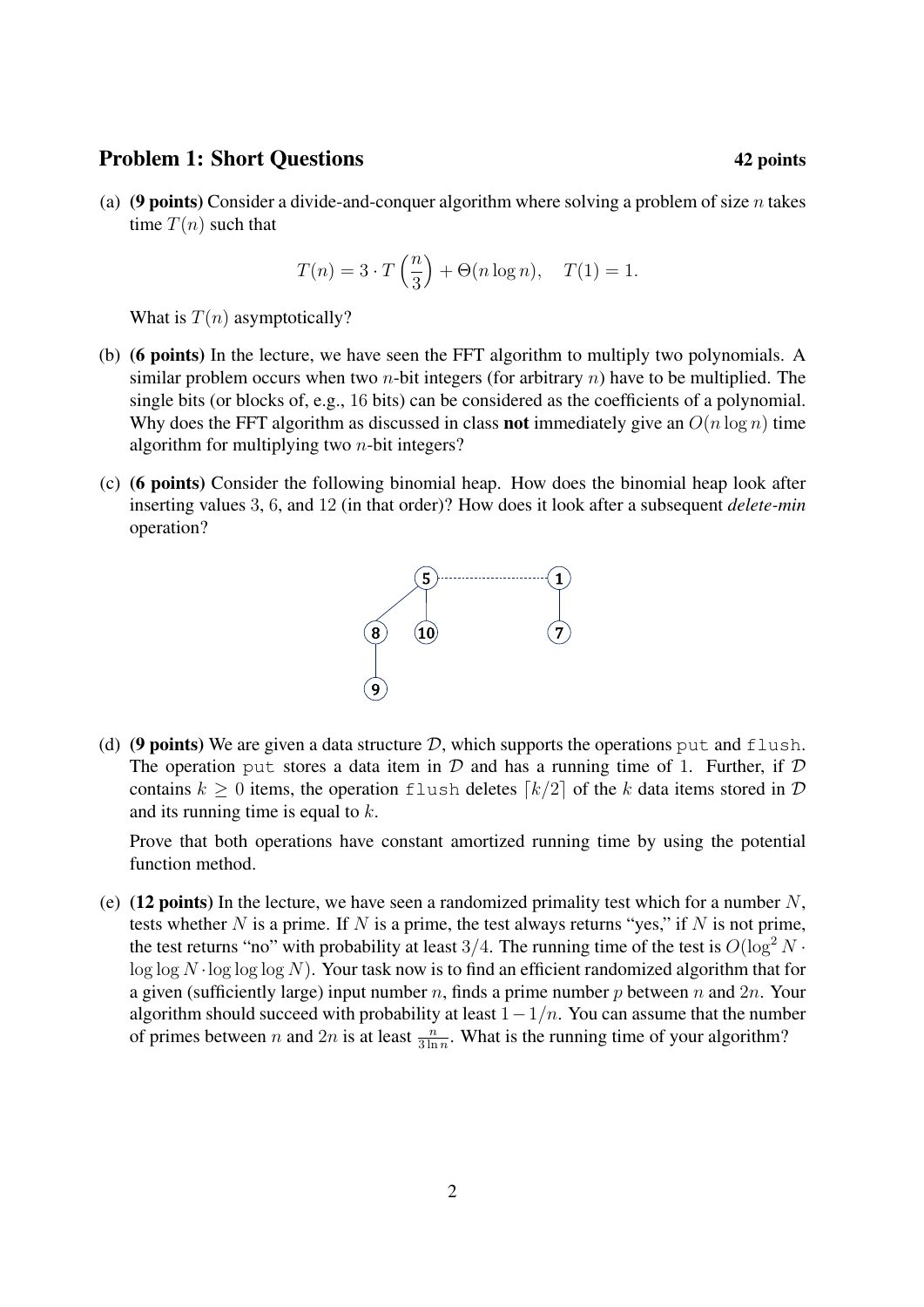## Problem 1: Short Questions **42 points**

(a) **(9 points)** Consider a divide-and-conquer algorithm where solving a problem of size $n$ takes time $T(n)$ such that

$$T(n) = 3 \cdot T\left(\frac{n}{3}\right) + \Theta(n \log n), \quad T(1) = 1.$$

What is $T(n)$ asymptotically?

(b) **(6 points)** In the lecture, we have seen the FFT algorithm to multiply two polynomials. A similar problem occurs when two $n$-bit integers (for arbitrary $n$) have to be multiplied. The single bits (or blocks of, e.g., 16 bits) can be considered as the coefficients of a polynomial. Why does the FFT algorithm as discussed in class **not** immediately give an $O(n \log n)$ time algorithm for multiplying two $n$-bit integers?

(c) **(6 points)** Consider the following binomial heap. How does the binomial heap look after inserting values 3, 6, and 12 (in that order)? How does it look after a subsequent *delete-min* operation?

(d) **(9 points)** We are given a data structure $\mathcal{D}$, which supports the operations `put` and `flush`. The operation `put` stores a data item in $\mathcal{D}$ and has a running time of 1. Further, if $\mathcal{D}$ contains $k \geq 0$ items, the operation `flush` deletes $\lceil k/2 \rceil$ of the $k$ data items stored in $\mathcal{D}$ and its running time is equal to $k$.

Prove that both operations have constant amortized running time by using the potential function method.

(e) **(12 points)** In the lecture, we have seen a randomized primality test which for a number $N$, tests whether $N$ is a prime. If $N$ is a prime, the test always returns "yes," if $N$ is not prime, the test returns "no" with probability at least $3/4$. The running time of the test is $O(\log^2 N \cdot \log\log N \cdot \log\log\log N)$. Your task now is to find an efficient randomized algorithm that for a given (sufficiently large) input number $n$, finds a prime number $p$ between $n$ and $2n$. Your algorithm should succeed with probability at least $1 - 1/n$. You can assume that the number of primes between $n$ and $2n$ is at least $\frac{n}{3 \ln n}$. What is the running time of your algorithm?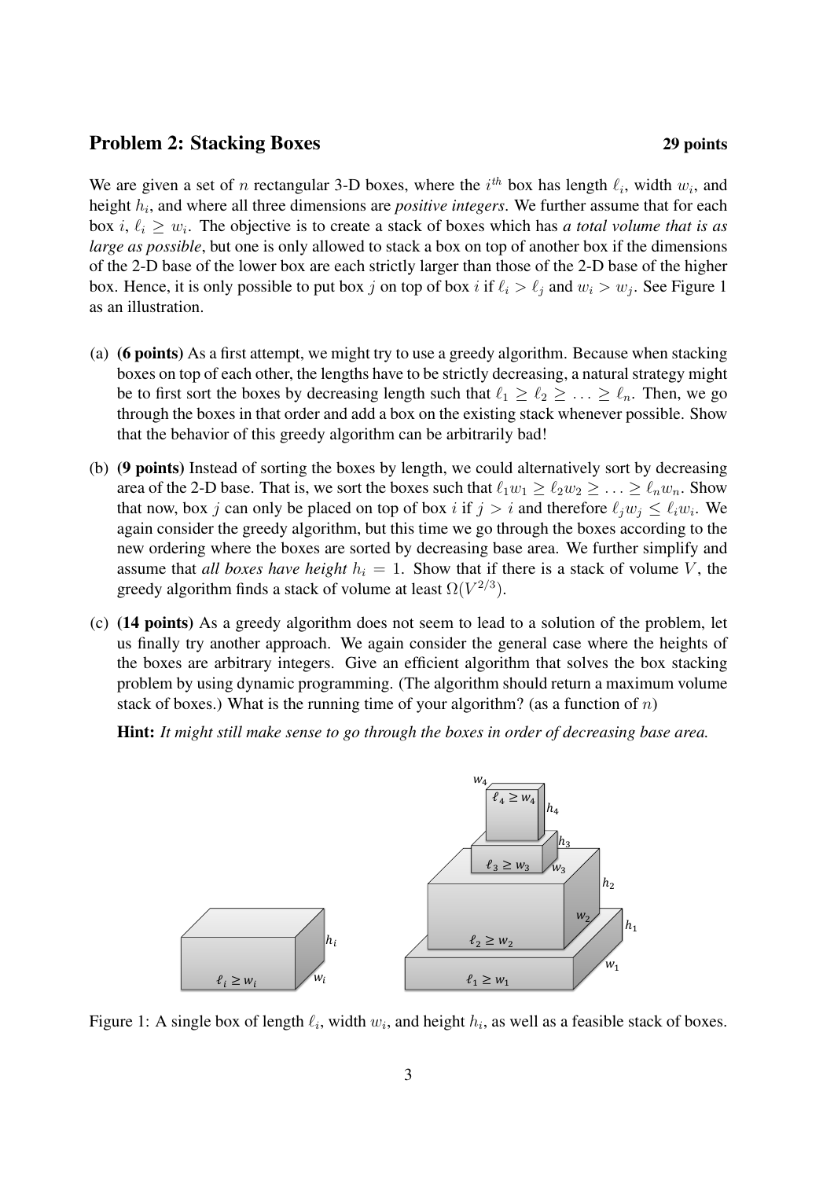## Problem 2: Stacking Boxes **29 points**

We are given a set of $n$ rectangular 3-D boxes, where the $i^{th}$ box has length $\ell_i$, width $w_i$, and height $h_i$, and where all three dimensions are ***positive integers***. We further assume that for each box $i$, $\ell_i \geq w_i$. The objective is to create a stack of boxes which has *a total volume that is as large as possible*, but one is only allowed to stack a box on top of another box if the dimensions of the 2-D base of the lower box are each strictly larger than those of the 2-D base of the higher box. Hence, it is only possible to put box $j$ on top of box $i$ if $\ell_i > \ell_j$ and $w_i > w_j$. See Figure 1 as an illustration.

(a) **(6 points)** As a first attempt, we might try to use a greedy algorithm. Because when stacking boxes on top of each other, the lengths have to be strictly decreasing, a natural strategy might be to first sort the boxes by decreasing length such that $\ell_1 \geq \ell_2 \geq \ldots \geq \ell_n$. Then, we go through the boxes in that order and add a box on the existing stack whenever possible. Show that the behavior of this greedy algorithm can be arbitrarily bad!

(b) **(9 points)** Instead of sorting the boxes by length, we could alternatively sort by decreasing area of the 2-D base. That is, we sort the boxes such that $\ell_1 w_1 \geq \ell_2 w_2 \geq \ldots \geq \ell_n w_n$. Show that now, box $j$ can only be placed on top of box $i$ if $j > i$ and therefore $\ell_j w_j \leq \ell_i w_i$. We again consider the greedy algorithm, but this time we go through the boxes according to the new ordering where the boxes are sorted by decreasing base area. We further simplify and assume that *all boxes have height* $h_i = 1$. Show that if there is a stack of volume $V$, the greedy algorithm finds a stack of volume at least $\Omega(V^{2/3})$.

(c) **(14 points)** As a greedy algorithm does not seem to lead to a solution of the problem, let us finally try another approach. We again consider the general case where the heights of the boxes are arbitrary integers. Give an efficient algorithm that solves the box stacking problem by using dynamic programming. (The algorithm should return a maximum volume stack of boxes.) What is the running time of your algorithm? (as a function of $n$)

**Hint:** *It might still make sense to go through the boxes in order of decreasing base area.*

Figure 1: A single box of length $\ell_i$, width $w_i$, and height $h_i$, as well as a feasible stack of boxes.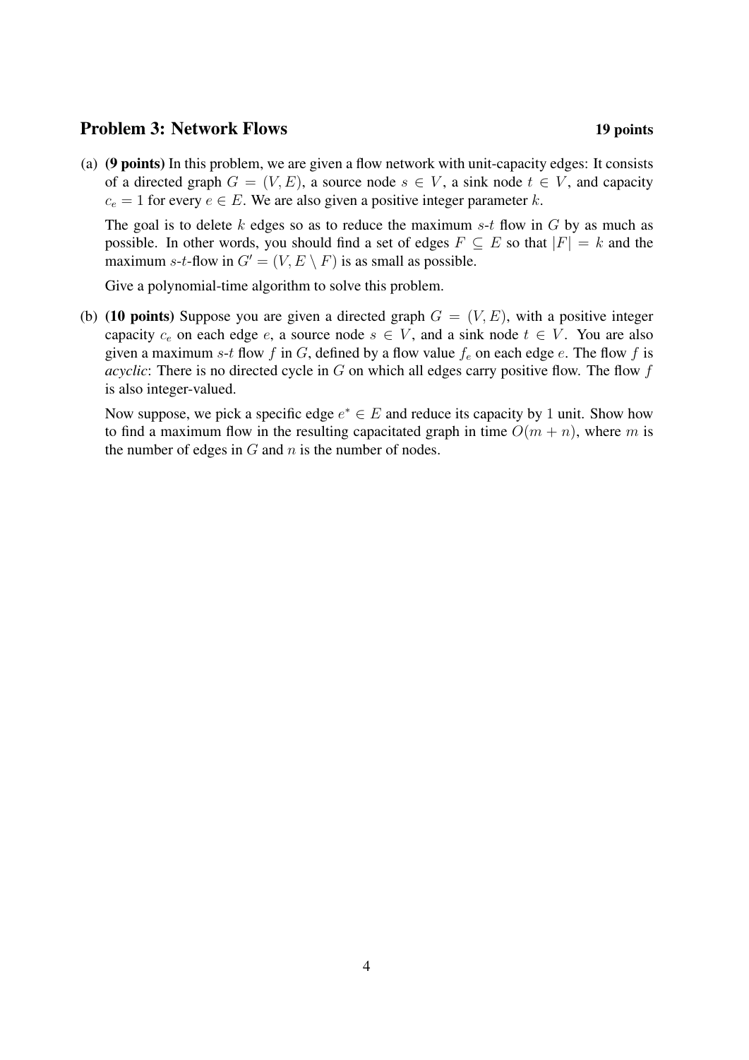## Problem 3: Network Flows **19 points**

(a) **(9 points)** In this problem, we are given a flow network with unit-capacity edges: It consists of a directed graph $G = (V, E)$, a source node $s \in V$, a sink node $t \in V$, and capacity $c_e = 1$ for every $e \in E$. We are also given a positive integer parameter $k$.

The goal is to delete $k$ edges so as to reduce the maximum $s$-$t$ flow in $G$ by as much as possible. In other words, you should find a set of edges $F \subseteq E$ so that $|F| = k$ and the maximum $s$-$t$-flow in $G' = (V, E \setminus F)$ is as small as possible.

Give a polynomial-time algorithm to solve this problem.

(b) **(10 points)** Suppose you are given a directed graph $G = (V, E)$, with a positive integer capacity $c_e$ on each edge $e$, a source node $s \in V$, and a sink node $t \in V$. You are also given a maximum $s$-$t$ flow $f$ in $G$, defined by a flow value $f_e$ on each edge $e$. The flow $f$ is *acyclic*: There is no directed cycle in $G$ on which all edges carry positive flow. The flow $f$ is also integer-valued.

Now suppose, we pick a specific edge $e^* \in E$ and reduce its capacity by 1 unit. Show how to find a maximum flow in the resulting capacitated graph in time $O(m + n)$, where $m$ is the number of edges in $G$ and $n$ is the number of nodes.